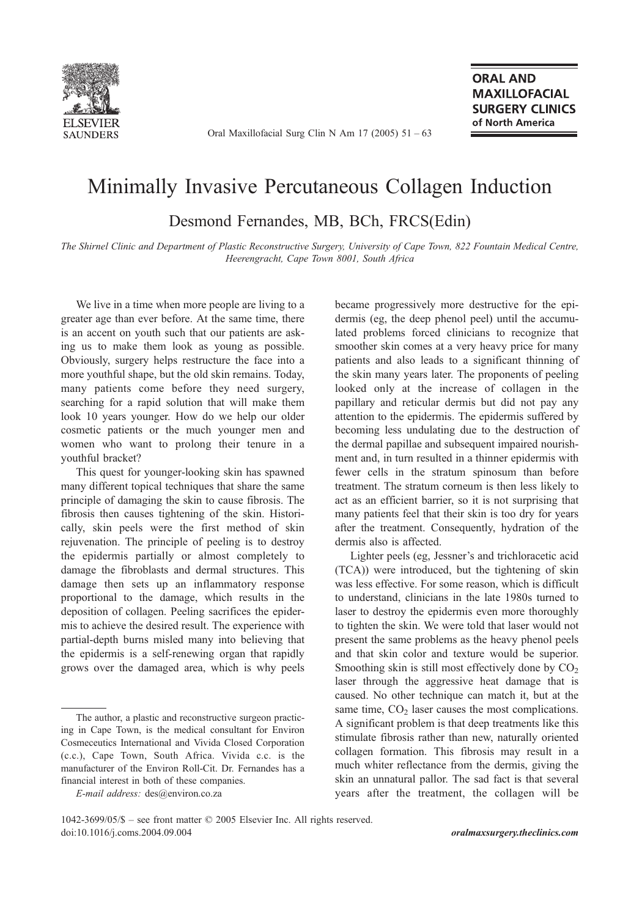# Minimally Invasive Percutaneous Collagen Induction

Desmond Fernandes, MB, BCh, FRCS(Edin)

*The Shirnel Clinic and Department of Plastic Reconstructive Surgery, University of Cape Town, 822 Fountain Medical Centre, Heerengracht, Cape Town 8001, South Africa*

We live in a time when more people are living to a greater age than ever before. At the same time, there is an accent on youth such that our patients are asking us to make them look as young as possible. Obviously, surgery helps restructure the face into a more youthful shape, but the old skin remains. Today, many patients come before they need surgery, searching for a rapid solution that will make them look 10 years younger. How do we help our older cosmetic patients or the much younger men and women who want to prolong their tenure in a youthful bracket?

This quest for younger-looking skin has spawned many different topical techniques that share the same principle of damaging the skin to cause fibrosis. The fibrosis then causes tightening of the skin. Historically, skin peels were the first method of skin rejuvenation. The principle of peeling is to destroy the epidermis partially or almost completely to damage the fibroblasts and dermal structures. This damage then sets up an inflammatory response proportional to the damage, which results in the deposition of collagen. Peeling sacrifices the epidermis to achieve the desired result. The experience with partial-depth burns misled many into believing that the epidermis is a self-renewing organ that rapidly grows over the damaged area, which is why peels became progressively more destructive for the epidermis (eg, the deep phenol peel) until the accumulated problems forced clinicians to recognize that smoother skin comes at a very heavy price for many patients and also leads to a significant thinning of the skin many years later. The proponents of peeling looked only at the increase of collagen in the papillary and reticular dermis but did not pay any attention to the epidermis. The epidermis suffered by becoming less undulating due to the destruction of the dermal papillae and subsequent impaired nourishment and, in turn resulted in a thinner epidermis with fewer cells in the stratum spinosum than before treatment. The stratum corneum is then less likely to act as an efficient barrier, so it is not surprising that many patients feel that their skin is too dry for years after the treatment. Consequently, hydration of the dermis also is affected.

Lighter peels (eg, Jessner's and trichloracetic acid (TCA)) were introduced, but the tightening of skin was less effective. For some reason, which is difficult to understand, clinicians in the late 1980s turned to laser to destroy the epidermis even more thoroughly to tighten the skin. We were told that laser would not present the same problems as the heavy phenol peels and that skin color and texture would be superior. Smoothing skin is still most effectively done by $CO_2$ laser through the aggressive heat damage that is caused. No other technique can match it, but at the same time, $CO_2$ laser causes the most complications. A significant problem is that deep treatments like this stimulate fibrosis rather than new, naturally oriented collagen formation. This fibrosis may result in a much whiter reflectance from the dermis, giving the skin an unnatural pallor. The sad fact is that several years after the treatment, the collagen will be

---

The author, a plastic and reconstructive surgeon practicing in Cape Town, is the medical consultant for Environ Cosmeceutics International and Vivida Closed Corporation (c.c.), Cape Town, South Africa. Vivida c.c. is the manufacturer of the Environ Roll-Cit. Dr. Fernandes has a financial interest in both of these companies.

*E-mail address:* des@environ.co.za

1042-3699/05/$ – see front matter © 2005 Elsevier Inc. All rights reserved.
doi:10.1016/j.coms.2004.09.004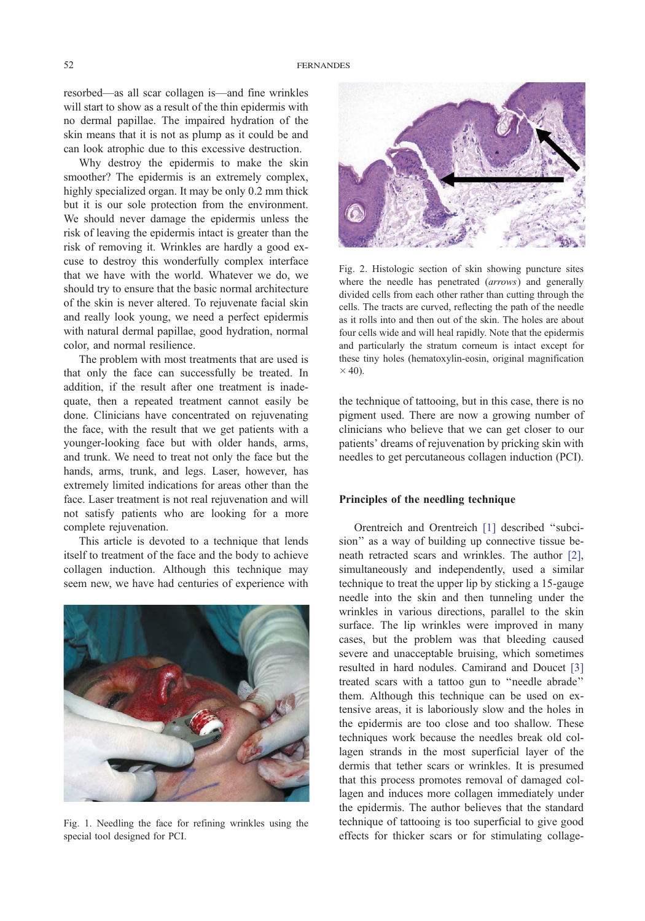resorbed—as all scar collagen is—and fine wrinkles will start to show as a result of the thin epidermis with no dermal papillae. The impaired hydration of the skin means that it is not as plump as it could be and can look atrophic due to this excessive destruction.

Why destroy the epidermis to make the skin smoother? The epidermis is an extremely complex, highly specialized organ. It may be only 0.2 mm thick but it is our sole protection from the environment. We should never damage the epidermis unless the risk of leaving the epidermis intact is greater than the risk of removing it. Wrinkles are hardly a good excuse to destroy this wonderfully complex interface that we have with the world. Whatever we do, we should try to ensure that the basic normal architecture of the skin is never altered. To rejuvenate facial skin and really look young, we need a perfect epidermis with natural dermal papillae, good hydration, normal color, and normal resilience.

The problem with most treatments that are used is that only the face can successfully be treated. In addition, if the result after one treatment is inadequate, then a repeated treatment cannot easily be done. Clinicians have concentrated on rejuvenating the face, with the result that we get patients with a younger-looking face but with older hands, arms, and trunk. We need to treat not only the face but the hands, arms, trunk, and legs. Laser, however, has extremely limited indications for areas other than the face. Laser treatment is not real rejuvenation and will not satisfy patients who are looking for a more complete rejuvenation.

This article is devoted to a technique that lends itself to treatment of the face and the body to achieve collagen induction. Although this technique may seem new, we have had centuries of experience with the technique of tattooing, but in this case, there is no pigment used. There are now a growing number of clinicians who believe that we can get closer to our patients' dreams of rejuvenation by pricking skin with needles to get percutaneous collagen induction (PCI).

Fig. 1. Needling the face for refining wrinkles using the special tool designed for PCI.

Fig. 2. Histologic section of skin showing puncture sites where the needle has penetrated (*arrows*) and generally divided cells from each other rather than cutting through the cells. The tracts are curved, reflecting the path of the needle as it rolls into and then out of the skin. The holes are about four cells wide and will heal rapidly. Note that the epidermis and particularly the stratum corneum is intact except for these tiny holes (hematoxylin-eosin, original magnification × 40).

## Principles of the needling technique

Orentreich and Orentreich [1] described "subcision" as a way of building up connective tissue beneath retracted scars and wrinkles. The author [2], simultaneously and independently, used a similar technique to treat the upper lip by sticking a 15-gauge needle into the skin and then tunneling under the wrinkles in various directions, parallel to the skin surface. The lip wrinkles were improved in many cases, but the problem was that bleeding caused severe and unacceptable bruising, which sometimes resulted in hard nodules. Camirand and Doucet [3] treated scars with a tattoo gun to "needle abrade" them. Although this technique can be used on extensive areas, it is laboriously slow and the holes in the epidermis are too close and too shallow. These techniques work because the needles break old collagen strands in the most superficial layer of the dermis that tether scars or wrinkles. It is presumed that this process promotes removal of damaged collagen and induces more collagen immediately under the epidermis. The author believes that the standard technique of tattooing is too superficial to give good effects for thicker scars or for stimulating collage-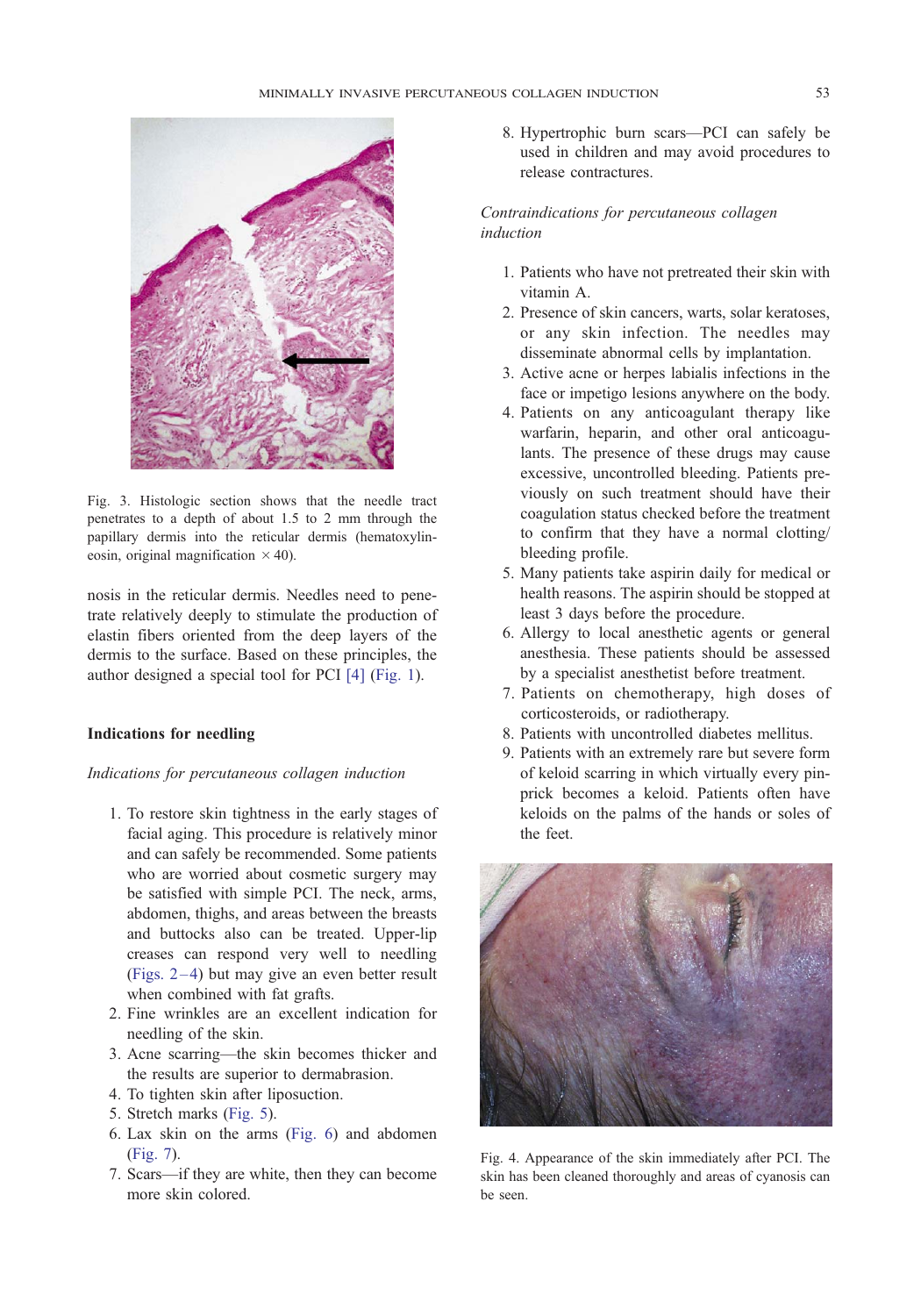Fig. 3. Histologic section shows that the needle tract penetrates to a depth of about 1.5 to 2 mm through the papillary dermis into the reticular dermis (hematoxylin-eosin, original magnification × 40).

nosis in the reticular dermis. Needles need to penetrate relatively deeply to stimulate the production of elastin fibers oriented from the deep layers of the dermis to the surface. Based on these principles, the author designed a special tool for PCI [4] (Fig. 1).

## Indications for needling

*Indications for percutaneous collagen induction*

1. To restore skin tightness in the early stages of facial aging. This procedure is relatively minor and can safely be recommended. Some patients who are worried about cosmetic surgery may be satisfied with simple PCI. The neck, arms, abdomen, thighs, and areas between the breasts and buttocks also can be treated. Upper-lip creases can respond very well to needling (Figs. 2–4) but may give an even better result when combined with fat grafts.
2. Fine wrinkles are an excellent indication for needling of the skin.
3. Acne scarring—the skin becomes thicker and the results are superior to dermabrasion.
4. To tighten skin after liposuction.
5. Stretch marks (Fig. 5).
6. Lax skin on the arms (Fig. 6) and abdomen (Fig. 7).
7. Scars—if they are white, then they can become more skin colored.
8. Hypertrophic burn scars—PCI can safely be used in children and may avoid procedures to release contractures.

*Contraindications for percutaneous collagen induction*

1. Patients who have not pretreated their skin with vitamin A.
2. Presence of skin cancers, warts, solar keratoses, or any skin infection. The needles may disseminate abnormal cells by implantation.
3. Active acne or herpes labialis infections in the face or impetigo lesions anywhere on the body.
4. Patients on any anticoagulant therapy like warfarin, heparin, and other oral anticoagulants. The presence of these drugs may cause excessive, uncontrolled bleeding. Patients previously on such treatment should have their coagulation status checked before the treatment to confirm that they have a normal clotting/bleeding profile.
5. Many patients take aspirin daily for medical or health reasons. The aspirin should be stopped at least 3 days before the procedure.
6. Allergy to local anesthetic agents or general anesthesia. These patients should be assessed by a specialist anesthetist before treatment.
7. Patients on chemotherapy, high doses of corticosteroids, or radiotherapy.
8. Patients with uncontrolled diabetes mellitus.
9. Patients with an extremely rare but severe form of keloid scarring in which virtually every pinprick becomes a keloid. Patients often have keloids on the palms of the hands or soles of the feet.

Fig. 4. Appearance of the skin immediately after PCI. The skin has been cleaned thoroughly and areas of cyanosis can be seen.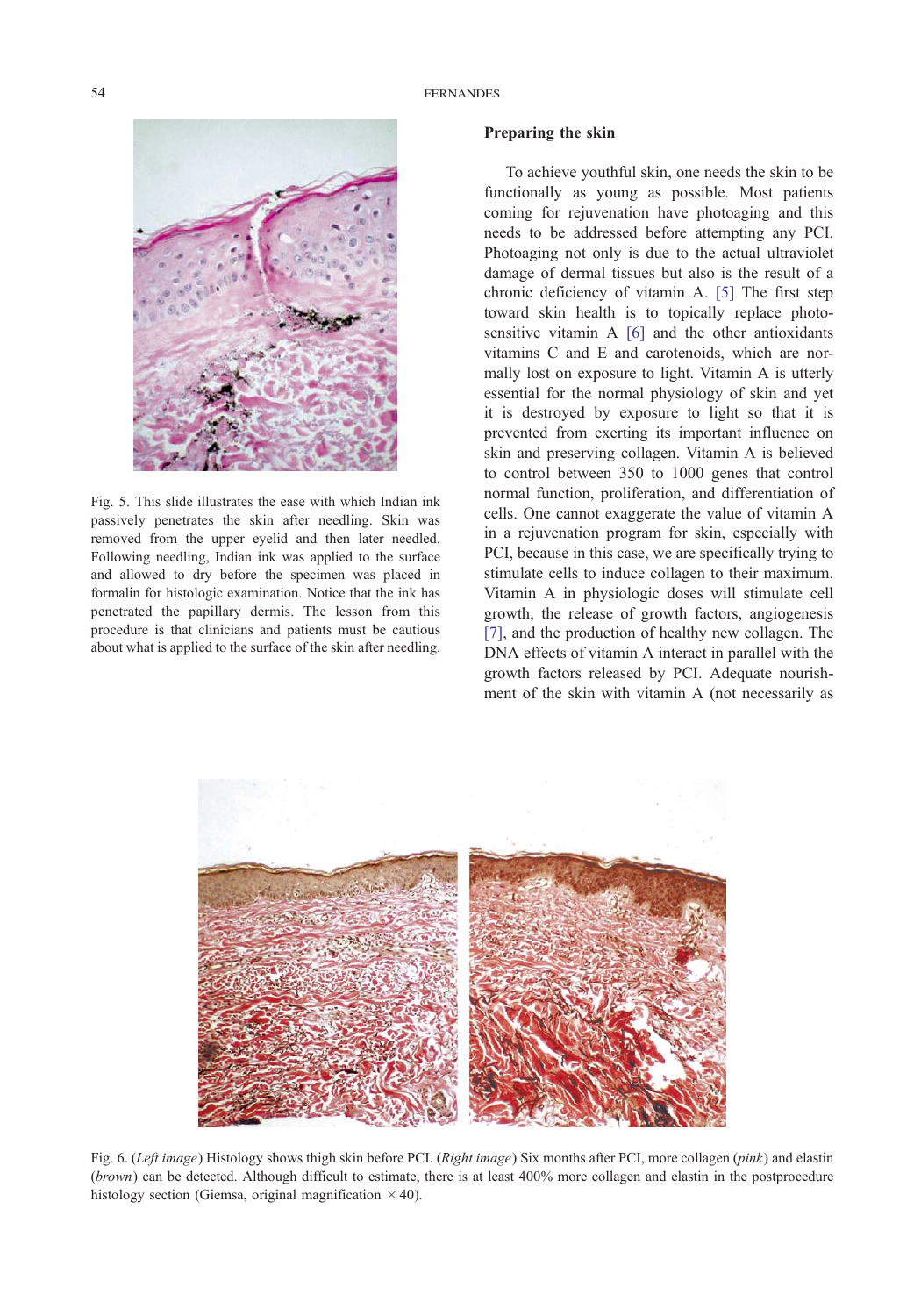Fig. 5. This slide illustrates the ease with which Indian ink passively penetrates the skin after needling. Skin was removed from the upper eyelid and then later needled. Following needling, Indian ink was applied to the surface and allowed to dry before the specimen was placed in formalin for histologic examination. Notice that the ink has penetrated the papillary dermis. The lesson from this procedure is that clinicians and patients must be cautious about what is applied to the surface of the skin after needling.

## Preparing the skin

To achieve youthful skin, one needs the skin to be functionally as young as possible. Most patients coming for rejuvenation have photoaging and this needs to be addressed before attempting any PCI. Photoaging not only is due to the actual ultraviolet damage of dermal tissues but also is the result of a chronic deficiency of vitamin A. [5] The first step toward skin health is to topically replace photosensitive vitamin A [6] and the other antioxidants vitamins C and E and carotenoids, which are normally lost on exposure to light. Vitamin A is utterly essential for the normal physiology of skin and yet it is destroyed by exposure to light so that it is prevented from exerting its important influence on skin and preserving collagen. Vitamin A is believed to control between 350 to 1000 genes that control normal function, proliferation, and differentiation of cells. One cannot exaggerate the value of vitamin A in a rejuvenation program for skin, especially with PCI, because in this case, we are specifically trying to stimulate cells to induce collagen to their maximum. Vitamin A in physiologic doses will stimulate cell growth, the release of growth factors, angiogenesis [7], and the production of healthy new collagen. The DNA effects of vitamin A interact in parallel with the growth factors released by PCI. Adequate nourishment of the skin with vitamin A (not necessarily as

Fig. 6. (*Left image*) Histology shows thigh skin before PCI. (*Right image*) Six months after PCI, more collagen (*pink*) and elastin (*brown*) can be detected. Although difficult to estimate, there is at least 400% more collagen and elastin in the postprocedure histology section (Giemsa, original magnification × 40).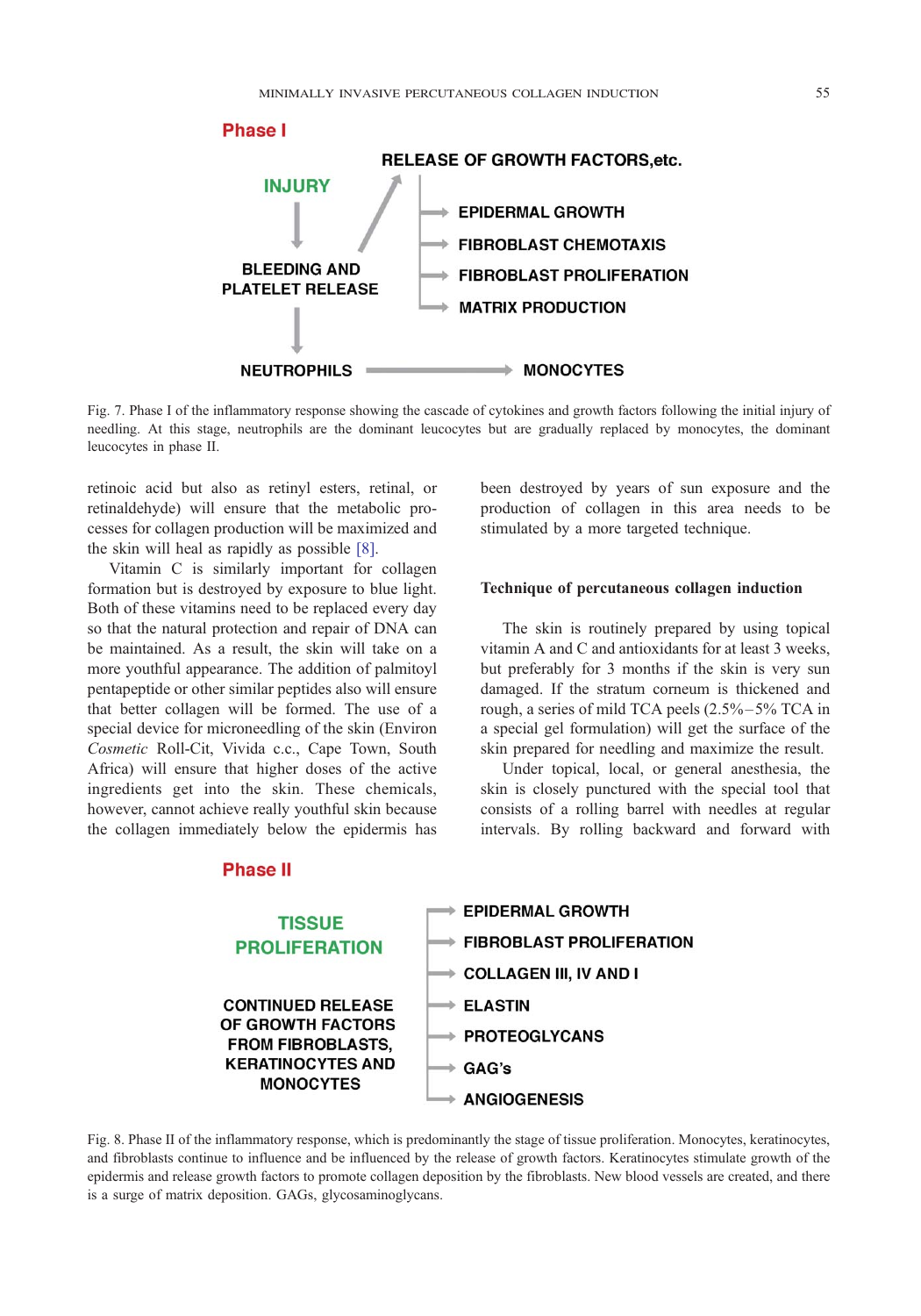**Phase I**

INJURY → BLEEDING AND PLATELET RELEASE → NEUTROPHILS → MONOCYTES

BLEEDING AND PLATELET RELEASE → RELEASE OF GROWTH FACTORS,etc.

- EPIDERMAL GROWTH
- FIBROBLAST CHEMOTAXIS
- FIBROBLAST PROLIFERATION
- MATRIX PRODUCTION

Fig. 7. Phase I of the inflammatory response showing the cascade of cytokines and growth factors following the initial injury of needling. At this stage, neutrophils are the dominant leucocytes but are gradually replaced by monocytes, the dominant leucocytes in phase II.

retinoic acid but also as retinyl esters, retinal, or retinaldehyde) will ensure that the metabolic processes for collagen production will be maximized and the skin will heal as rapidly as possible [8].

Vitamin C is similarly important for collagen formation but is destroyed by exposure to blue light. Both of these vitamins need to be replaced every day so that the natural protection and repair of DNA can be maintained. As a result, the skin will take on a more youthful appearance. The addition of palmitoyl pentapeptide or other similar peptides also will ensure that better collagen will be formed. The use of a special device for microneedling of the skin (Environ *Cosmetic* Roll-Cit, Vivida c.c., Cape Town, South Africa) will ensure that higher doses of the active ingredients get into the skin. These chemicals, however, cannot achieve really youthful skin because the collagen immediately below the epidermis has been destroyed by years of sun exposure and the production of collagen in this area needs to be stimulated by a more targeted technique.

## Technique of percutaneous collagen induction

The skin is routinely prepared by using topical vitamin A and C and antioxidants for at least 3 weeks, but preferably for 3 months if the skin is very sun damaged. If the stratum corneum is thickened and rough, a series of mild TCA peels (2.5%–5% TCA in a special gel formulation) will get the surface of the skin prepared for needling and maximize the result.

Under topical, local, or general anesthesia, the skin is closely punctured with the special tool that consists of a rolling barrel with needles at regular intervals. By rolling backward and forward with

**Phase II**

TISSUE PROLIFERATION

CONTINUED RELEASE OF GROWTH FACTORS FROM FIBROBLASTS, KERATINOCYTES AND MONOCYTES

- EPIDERMAL GROWTH
- FIBROBLAST PROLIFERATION
- COLLAGEN III, IV AND I
- ELASTIN
- PROTEOGLYCANS
- GAG's
- ANGIOGENESIS

Fig. 8. Phase II of the inflammatory response, which is predominantly the stage of tissue proliferation. Monocytes, keratinocytes, and fibroblasts continue to influence and be influenced by the release of growth factors. Keratinocytes stimulate growth of the epidermis and release growth factors to promote collagen deposition by the fibroblasts. New blood vessels are created, and there is a surge of matrix deposition. GAGs, glycosaminoglycans.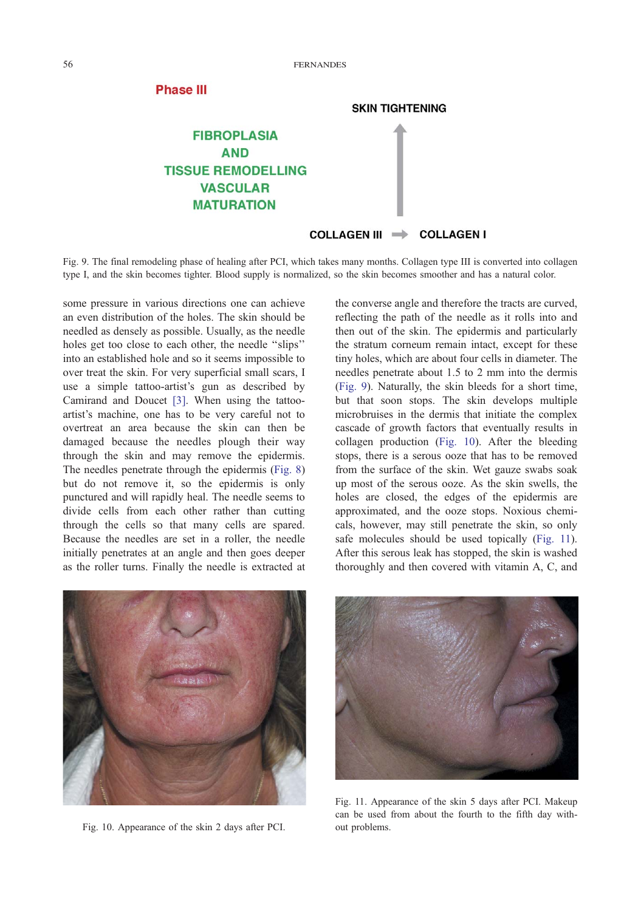Phase III

FIBROPLASIA AND TISSUE REMODELLING VASCULAR MATURATION

SKIN TIGHTENING

COLLAGEN III → COLLAGEN I

Fig. 9. The final remodeling phase of healing after PCI, which takes many months. Collagen type III is converted into collagen type I, and the skin becomes tighter. Blood supply is normalized, so the skin becomes smoother and has a natural color.

some pressure in various directions one can achieve an even distribution of the holes. The skin should be needled as densely as possible. Usually, as the needle holes get too close to each other, the needle "slips" into an established hole and so it seems impossible to over treat the skin. For very superficial small scars, I use a simple tattoo-artist's gun as described by Camirand and Doucet [3]. When using the tattoo-artist's machine, one has to be very careful not to overtreat an area because the skin can then be damaged because the needles plough their way through the skin and may remove the epidermis. The needles penetrate through the epidermis (Fig. 8) but do not remove it, so the epidermis is only punctured and will rapidly heal. The needle seems to divide cells from each other rather than cutting through the cells so that many cells are spared. Because the needles are set in a roller, the needle initially penetrates at an angle and then goes deeper as the roller turns. Finally the needle is extracted at the converse angle and therefore the tracts are curved, reflecting the path of the needle as it rolls into and then out of the skin. The epidermis and particularly the stratum corneum remain intact, except for these tiny holes, which are about four cells in diameter. The needles penetrate about 1.5 to 2 mm into the dermis (Fig. 9). Naturally, the skin bleeds for a short time, but that soon stops. The skin develops multiple microbruises in the dermis that initiate the complex cascade of growth factors that eventually results in collagen production (Fig. 10). After the bleeding stops, there is a serous ooze that has to be removed from the surface of the skin. Wet gauze swabs soak up most of the serous ooze. As the skin swells, the holes are closed, the edges of the epidermis are approximated, and the ooze stops. Noxious chemicals, however, may still penetrate the skin, so only safe molecules should be used topically (Fig. 11). After this serous leak has stopped, the skin is washed thoroughly and then covered with vitamin A, C, and

Fig. 10. Appearance of the skin 2 days after PCI.

Fig. 11. Appearance of the skin 5 days after PCI. Makeup can be used from about the fourth to the fifth day without problems.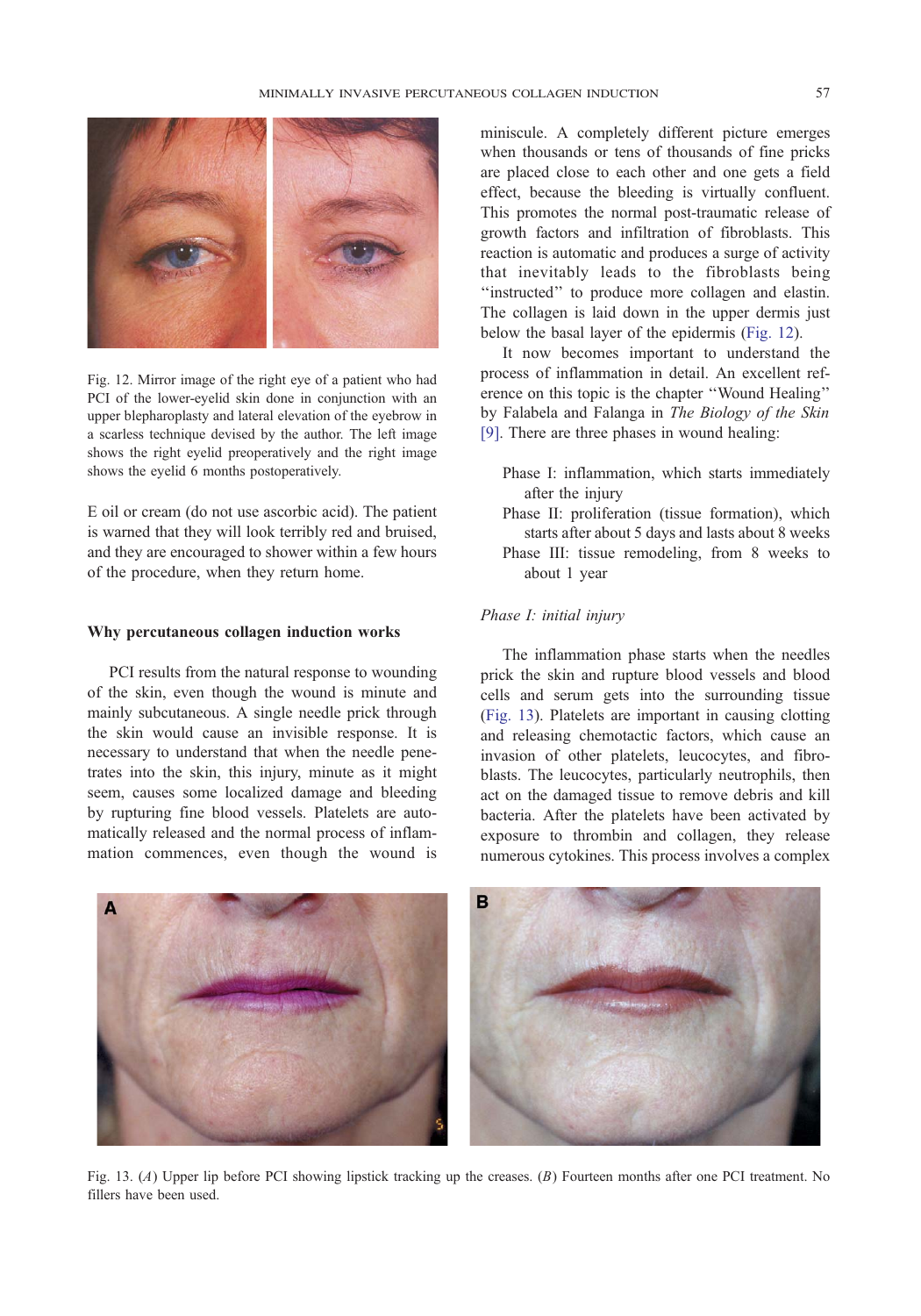Fig. 12. Mirror image of the right eye of a patient who had PCI of the lower-eyelid skin done in conjunction with an upper blepharoplasty and lateral elevation of the eyebrow in a scarless technique devised by the author. The left image shows the right eyelid preoperatively and the right image shows the eyelid 6 months postoperatively.

E oil or cream (do not use ascorbic acid). The patient is warned that they will look terribly red and bruised, and they are encouraged to shower within a few hours of the procedure, when they return home.

## Why percutaneous collagen induction works

PCI results from the natural response to wounding of the skin, even though the wound is minute and mainly subcutaneous. A single needle prick through the skin would cause an invisible response. It is necessary to understand that when the needle penetrates into the skin, this injury, minute as it might seem, causes some localized damage and bleeding by rupturing fine blood vessels. Platelets are automatically released and the normal process of inflammation commences, even though the wound is miniscule. A completely different picture emerges when thousands or tens of thousands of fine pricks are placed close to each other and one gets a field effect, because the bleeding is virtually confluent. This promotes the normal post-traumatic release of growth factors and infiltration of fibroblasts. This reaction is automatic and produces a surge of activity that inevitably leads to the fibroblasts being "instructed" to produce more collagen and elastin. The collagen is laid down in the upper dermis just below the basal layer of the epidermis (Fig. 12).

It now becomes important to understand the process of inflammation in detail. An excellent reference on this topic is the chapter "Wound Healing" by Falabela and Falanga in *The Biology of the Skin* [9]. There are three phases in wound healing:

- Phase I: inflammation, which starts immediately after the injury
- Phase II: proliferation (tissue formation), which starts after about 5 days and lasts about 8 weeks
- Phase III: tissue remodeling, from 8 weeks to about 1 year

### *Phase I: initial injury*

The inflammation phase starts when the needles prick the skin and rupture blood vessels and blood cells and serum gets into the surrounding tissue (Fig. 13). Platelets are important in causing clotting and releasing chemotactic factors, which cause an invasion of other platelets, leucocytes, and fibroblasts. The leucocytes, particularly neutrophils, then act on the damaged tissue to remove debris and kill bacteria. After the platelets have been activated by exposure to thrombin and collagen, they release numerous cytokines. This process involves a complex

Fig. 13. (*A*) Upper lip before PCI showing lipstick tracking up the creases. (*B*) Fourteen months after one PCI treatment. No fillers have been used.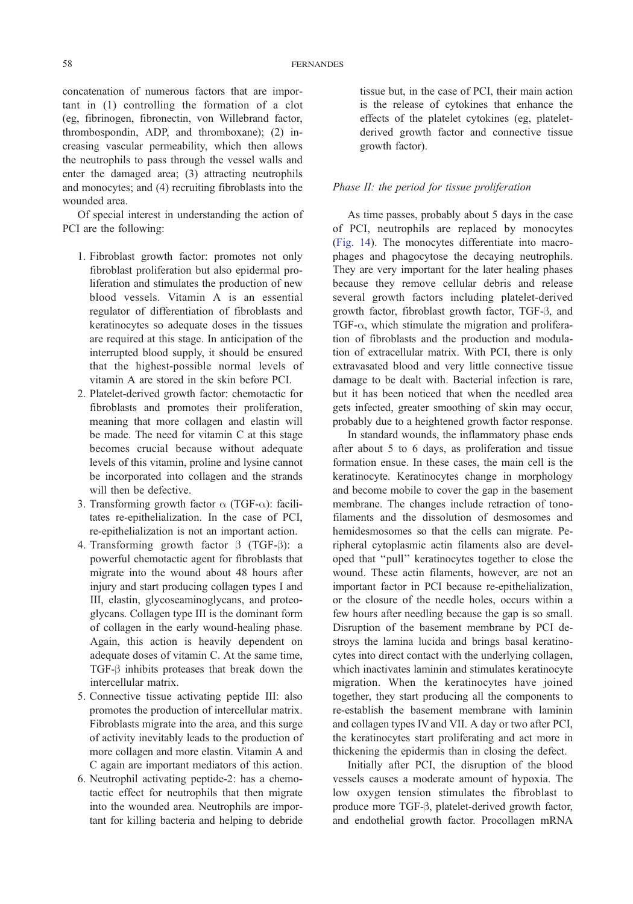concatenation of numerous factors that are important in (1) controlling the formation of a clot (eg, fibrinogen, fibronectin, von Willebrand factor, thrombospondin, ADP, and thromboxane); (2) increasing vascular permeability, which then allows the neutrophils to pass through the vessel walls and enter the damaged area; (3) attracting neutrophils and monocytes; and (4) recruiting fibroblasts into the wounded area.

Of special interest in understanding the action of PCI are the following:

1. Fibroblast growth factor: promotes not only fibroblast proliferation but also epidermal proliferation and stimulates the production of new blood vessels. Vitamin A is an essential regulator of differentiation of fibroblasts and keratinocytes so adequate doses in the tissues are required at this stage. In anticipation of the interrupted blood supply, it should be ensured that the highest-possible normal levels of vitamin A are stored in the skin before PCI.
2. Platelet-derived growth factor: chemotactic for fibroblasts and promotes their proliferation, meaning that more collagen and elastin will be made. The need for vitamin C at this stage becomes crucial because without adequate levels of this vitamin, proline and lysine cannot be incorporated into collagen and the strands will then be defective.
3. Transforming growth factor α (TGF-α): facilitates re-epithelialization. In the case of PCI, re-epithelialization is not an important action.
4. Transforming growth factor β (TGF-β): a powerful chemotactic agent for fibroblasts that migrate into the wound about 48 hours after injury and start producing collagen types I and III, elastin, glycoseaminoglycans, and proteoglycans. Collagen type III is the dominant form of collagen in the early wound-healing phase. Again, this action is heavily dependent on adequate doses of vitamin C. At the same time, TGF-β inhibits proteases that break down the intercellular matrix.
5. Connective tissue activating peptide III: also promotes the production of intercellular matrix. Fibroblasts migrate into the area, and this surge of activity inevitably leads to the production of more collagen and more elastin. Vitamin A and C again are important mediators of this action.
6. Neutrophil activating peptide-2: has a chemotactic effect for neutrophils that then migrate into the wounded area. Neutrophils are important for killing bacteria and helping to debride tissue but, in the case of PCI, their main action is the release of cytokines that enhance the effects of the platelet cytokines (eg, platelet-derived growth factor and connective tissue growth factor).

*Phase II: the period for tissue proliferation*

As time passes, probably about 5 days in the case of PCI, neutrophils are replaced by monocytes (Fig. 14). The monocytes differentiate into macrophages and phagocytose the decaying neutrophils. They are very important for the later healing phases because they remove cellular debris and release several growth factors including platelet-derived growth factor, fibroblast growth factor, TGF-β, and TGF-α, which stimulate the migration and proliferation of fibroblasts and the production and modulation of extracellular matrix. With PCI, there is only extravasated blood and very little connective tissue damage to be dealt with. Bacterial infection is rare, but it has been noticed that when the needled area gets infected, greater smoothing of skin may occur, probably due to a heightened growth factor response.

In standard wounds, the inflammatory phase ends after about 5 to 6 days, as proliferation and tissue formation ensue. In these cases, the main cell is the keratinocyte. Keratinocytes change in morphology and become mobile to cover the gap in the basement membrane. The changes include retraction of tonofilaments and the dissolution of desmosomes and hemidesmosomes so that the cells can migrate. Peripheral cytoplasmic actin filaments also are developed that "pull" keratinocytes together to close the wound. These actin filaments, however, are not an important factor in PCI because re-epithelialization, or the closure of the needle holes, occurs within a few hours after needling because the gap is so small. Disruption of the basement membrane by PCI destroys the lamina lucida and brings basal keratinocytes into direct contact with the underlying collagen, which inactivates laminin and stimulates keratinocyte migration. When the keratinocytes have joined together, they start producing all the components to re-establish the basement membrane with laminin and collagen types IV and VII. A day or two after PCI, the keratinocytes start proliferating and act more in thickening the epidermis than in closing the defect.

Initially after PCI, the disruption of the blood vessels causes a moderate amount of hypoxia. The low oxygen tension stimulates the fibroblast to produce more TGF-β, platelet-derived growth factor, and endothelial growth factor. Procollagen mRNA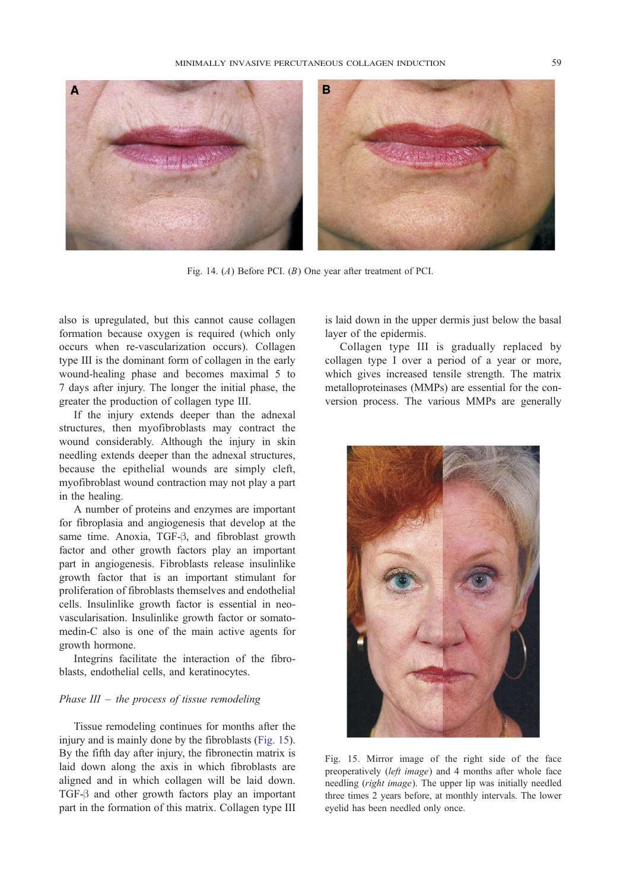Fig. 14. (*A*) Before PCI. (*B*) One year after treatment of PCI.

also is upregulated, but this cannot cause collagen formation because oxygen is required (which only occurs when re-vascularization occurs). Collagen type III is the dominant form of collagen in the early wound-healing phase and becomes maximal 5 to 7 days after injury. The longer the initial phase, the greater the production of collagen type III.

If the injury extends deeper than the adnexal structures, then myofibroblasts may contract the wound considerably. Although the injury in skin needling extends deeper than the adnexal structures, because the epithelial wounds are simply cleft, myofibroblast wound contraction may not play a part in the healing.

A number of proteins and enzymes are important for fibroplasia and angiogenesis that develop at the same time. Anoxia, TGF-β, and fibroblast growth factor and other growth factors play an important part in angiogenesis. Fibroblasts release insulinlike growth factor that is an important stimulant for proliferation of fibroblasts themselves and endothelial cells. Insulinlike growth factor is essential in neovascularisation. Insulinlike growth factor or somatomedin-C also is one of the main active agents for growth hormone.

Integrins facilitate the interaction of the fibroblasts, endothelial cells, and keratinocytes.

### *Phase III – the process of tissue remodeling*

Tissue remodeling continues for months after the injury and is mainly done by the fibroblasts (Fig. 15). By the fifth day after injury, the fibronectin matrix is laid down along the axis in which fibroblasts are aligned and in which collagen will be laid down. TGF-β and other growth factors play an important part in the formation of this matrix. Collagen type III is laid down in the upper dermis just below the basal layer of the epidermis.

Collagen type III is gradually replaced by collagen type I over a period of a year or more, which gives increased tensile strength. The matrix metalloproteinases (MMPs) are essential for the conversion process. The various MMPs are generally

Fig. 15. Mirror image of the right side of the face preoperatively (*left image*) and 4 months after whole face needling (*right image*). The upper lip was initially needled three times 2 years before, at monthly intervals. The lower eyelid has been needled only once.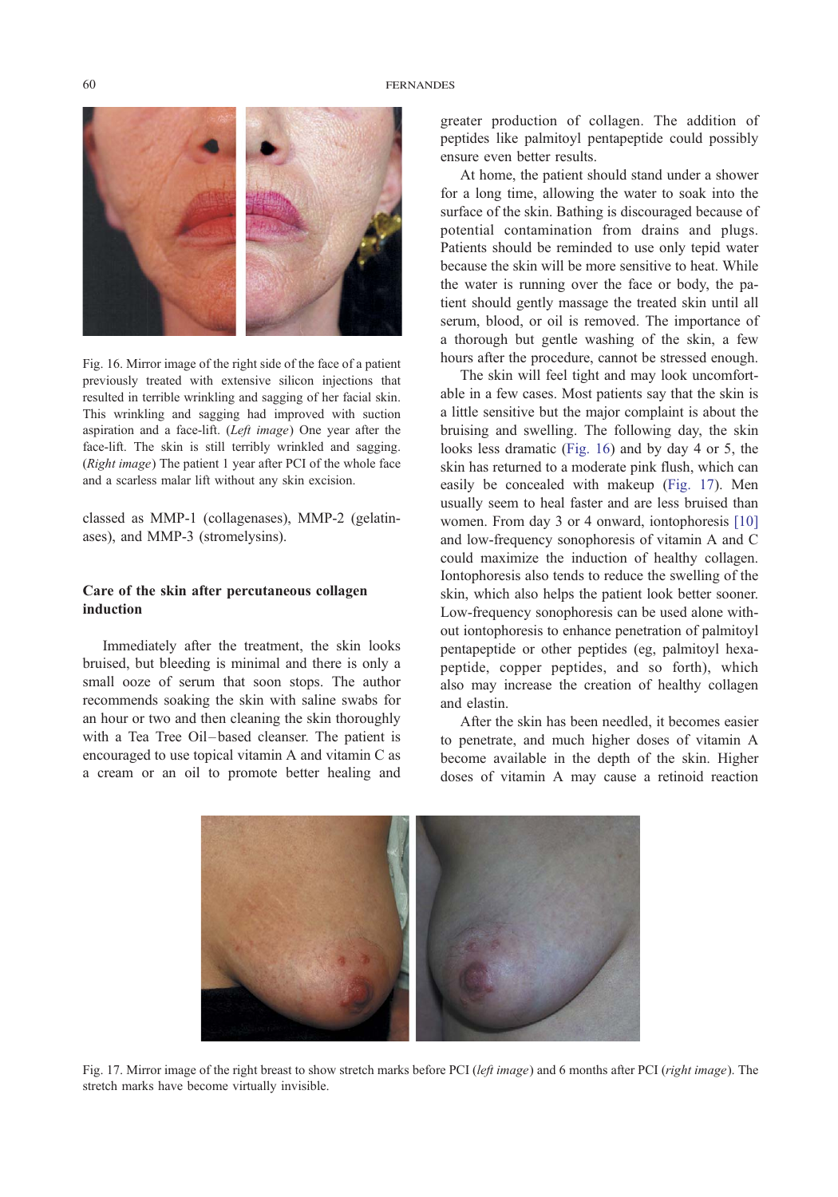Fig. 16. Mirror image of the right side of the face of a patient previously treated with extensive silicon injections that resulted in terrible wrinkling and sagging of her facial skin. This wrinkling and sagging had improved with suction aspiration and a face-lift. (*Left image*) One year after the face-lift. The skin is still terribly wrinkled and sagging. (*Right image*) The patient 1 year after PCI of the whole face and a scarless malar lift without any skin excision.

classed as MMP-1 (collagenases), MMP-2 (gelatinases), and MMP-3 (stromelysins).

## Care of the skin after percutaneous collagen induction

Immediately after the treatment, the skin looks bruised, but bleeding is minimal and there is only a small ooze of serum that soon stops. The author recommends soaking the skin with saline swabs for an hour or two and then cleaning the skin thoroughly with a Tea Tree Oil–based cleanser. The patient is encouraged to use topical vitamin A and vitamin C as a cream or an oil to promote better healing and greater production of collagen. The addition of peptides like palmitoyl pentapeptide could possibly ensure even better results.

At home, the patient should stand under a shower for a long time, allowing the water to soak into the surface of the skin. Bathing is discouraged because of potential contamination from drains and plugs. Patients should be reminded to use only tepid water because the skin will be more sensitive to heat. While the water is running over the face or body, the patient should gently massage the treated skin until all serum, blood, or oil is removed. The importance of a thorough but gentle washing of the skin, a few hours after the procedure, cannot be stressed enough.

The skin will feel tight and may look uncomfortable in a few cases. Most patients say that the skin is a little sensitive but the major complaint is about the bruising and swelling. The following day, the skin looks less dramatic (Fig. 16) and by day 4 or 5, the skin has returned to a moderate pink flush, which can easily be concealed with makeup (Fig. 17). Men usually seem to heal faster and are less bruised than women. From day 3 or 4 onward, iontophoresis [10] and low-frequency sonophoresis of vitamin A and C could maximize the induction of healthy collagen. Iontophoresis also tends to reduce the swelling of the skin, which also helps the patient look better sooner. Low-frequency sonophoresis can be used alone without iontophoresis to enhance penetration of palmitoyl pentapeptide or other peptides (eg, palmitoyl hexapeptide, copper peptides, and so forth), which also may increase the creation of healthy collagen and elastin.

After the skin has been needled, it becomes easier to penetrate, and much higher doses of vitamin A become available in the depth of the skin. Higher doses of vitamin A may cause a retinoid reaction

Fig. 17. Mirror image of the right breast to show stretch marks before PCI (*left image*) and 6 months after PCI (*right image*). The stretch marks have become virtually invisible.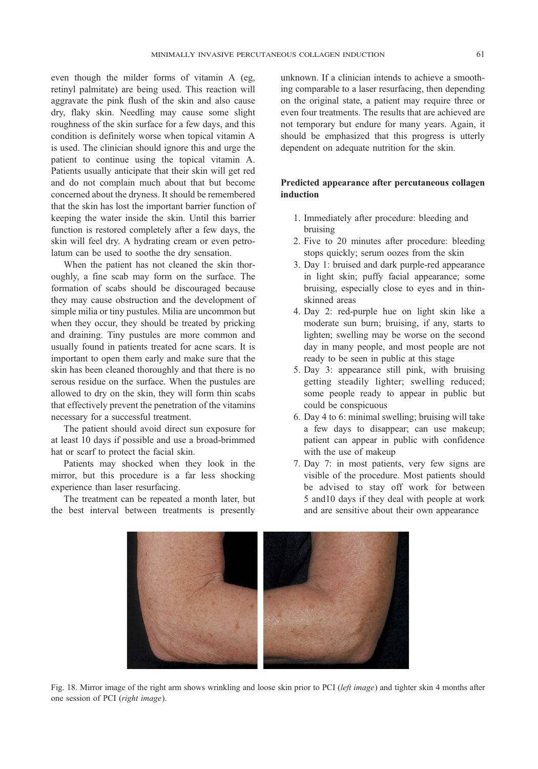even though the milder forms of vitamin A (eg, retinyl palmitate) are being used. This reaction will aggravate the pink flush of the skin and also cause dry, flaky skin. Needling may cause some slight roughness of the skin surface for a few days, and this condition is definitely worse when topical vitamin A is used. The clinician should ignore this and urge the patient to continue using the topical vitamin A. Patients usually anticipate that their skin will get red and do not complain much about that but become concerned about the dryness. It should be remembered that the skin has lost the important barrier function of keeping the water inside the skin. Until this barrier function is restored completely after a few days, the skin will feel dry. A hydrating cream or even petrolatum can be used to soothe the dry sensation.

When the patient has not cleaned the skin thoroughly, a fine scab may form on the surface. The formation of scabs should be discouraged because they may cause obstruction and the development of simple milia or tiny pustules. Milia are uncommon but when they occur, they should be treated by pricking and draining. Tiny pustules are more common and usually found in patients treated for acne scars. It is important to open them early and make sure that the skin has been cleaned thoroughly and that there is no serous residue on the surface. When the pustules are allowed to dry on the skin, they will form thin scabs that effectively prevent the penetration of the vitamins necessary for a successful treatment.

The patient should avoid direct sun exposure for at least 10 days if possible and use a broad-brimmed hat or scarf to protect the facial skin.

Patients may shocked when they look in the mirror, but this procedure is a far less shocking experience than laser resurfacing.

The treatment can be repeated a month later, but the best interval between treatments is presently unknown. If a clinician intends to achieve a smoothing comparable to a laser resurfacing, then depending on the original state, a patient may require three or even four treatments. The results that are achieved are not temporary but endure for many years. Again, it should be emphasized that this progress is utterly dependent on adequate nutrition for the skin.

### Predicted appearance after percutaneous collagen induction

1. Immediately after procedure: bleeding and bruising
2. Five to 20 minutes after procedure: bleeding stops quickly; serum oozes from the skin
3. Day 1: bruised and dark purple-red appearance in light skin; puffy facial appearance; some bruising, especially close to eyes and in thin-skinned areas
4. Day 2: red-purple hue on light skin like a moderate sun burn; bruising, if any, starts to lighten; swelling may be worse on the second day in many people, and most people are not ready to be seen in public at this stage
5. Day 3: appearance still pink, with bruising getting steadily lighter; swelling reduced; some people ready to appear in public but could be conspicuous
6. Day 4 to 6: minimal swelling; bruising will take a few days to disappear; can use makeup; patient can appear in public with confidence with the use of makeup
7. Day 7: in most patients, very few signs are visible of the procedure. Most patients should be advised to stay off work for between 5 and10 days if they deal with people at work and are sensitive about their own appearance

Fig. 18. Mirror image of the right arm shows wrinkling and loose skin prior to PCI (*left image*) and tighter skin 4 months after one session of PCI (*right image*).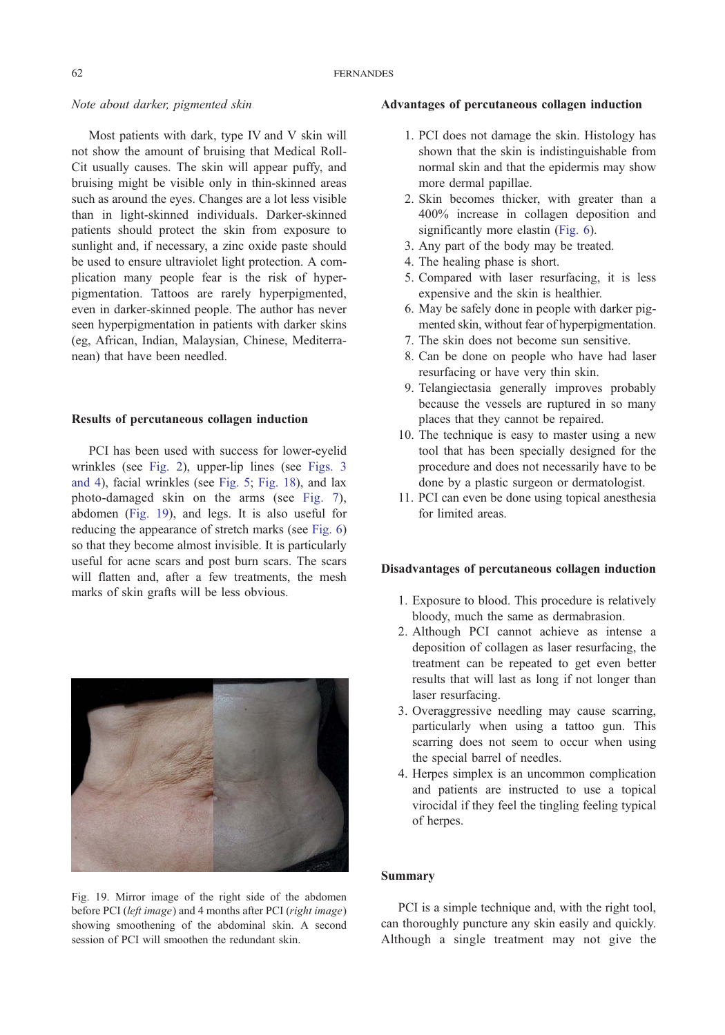*Note about darker, pigmented skin*

Most patients with dark, type IV and V skin will not show the amount of bruising that Medical Roll-Cit usually causes. The skin will appear puffy, and bruising might be visible only in thin-skinned areas such as around the eyes. Changes are a lot less visible than in light-skinned individuals. Darker-skinned patients should protect the skin from exposure to sunlight and, if necessary, a zinc oxide paste should be used to ensure ultraviolet light protection. A complication many people fear is the risk of hyperpigmentation. Tattoos are rarely hyperpigmented, even in darker-skinned people. The author has never seen hyperpigmentation in patients with darker skins (eg, African, Indian, Malaysian, Chinese, Mediterranean) that have been needled.

### Results of percutaneous collagen induction

PCI has been used with success for lower-eyelid wrinkles (see Fig. 2), upper-lip lines (see Figs. 3 and 4), facial wrinkles (see Fig. 5; Fig. 18), and lax photo-damaged skin on the arms (see Fig. 7), abdomen (Fig. 19), and legs. It is also useful for reducing the appearance of stretch marks (see Fig. 6) so that they become almost invisible. It is particularly useful for acne scars and post burn scars. The scars will flatten and, after a few treatments, the mesh marks of skin grafts will be less obvious.

Fig. 19. Mirror image of the right side of the abdomen before PCI (*left image*) and 4 months after PCI (*right image*) showing smoothening of the abdominal skin. A second session of PCI will smoothen the redundant skin.

### Advantages of percutaneous collagen induction

1. PCI does not damage the skin. Histology has shown that the skin is indistinguishable from normal skin and that the epidermis may show more dermal papillae.
2. Skin becomes thicker, with greater than a 400% increase in collagen deposition and significantly more elastin (Fig. 6).
3. Any part of the body may be treated.
4. The healing phase is short.
5. Compared with laser resurfacing, it is less expensive and the skin is healthier.
6. May be safely done in people with darker pigmented skin, without fear of hyperpigmentation.
7. The skin does not become sun sensitive.
8. Can be done on people who have had laser resurfacing or have very thin skin.
9. Telangiectasia generally improves probably because the vessels are ruptured in so many places that they cannot be repaired.
10. The technique is easy to master using a new tool that has been specially designed for the procedure and does not necessarily have to be done by a plastic surgeon or dermatologist.
11. PCI can even be done using topical anesthesia for limited areas.

### Disadvantages of percutaneous collagen induction

1. Exposure to blood. This procedure is relatively bloody, much the same as dermabrasion.
2. Although PCI cannot achieve as intense a deposition of collagen as laser resurfacing, the treatment can be repeated to get even better results that will last as long if not longer than laser resurfacing.
3. Overaggressive needling may cause scarring, particularly when using a tattoo gun. This scarring does not seem to occur when using the special barrel of needles.
4. Herpes simplex is an uncommon complication and patients are instructed to use a topical virocidal if they feel the tingling feeling typical of herpes.

### Summary

PCI is a simple technique and, with the right tool, can thoroughly puncture any skin easily and quickly. Although a single treatment may not give the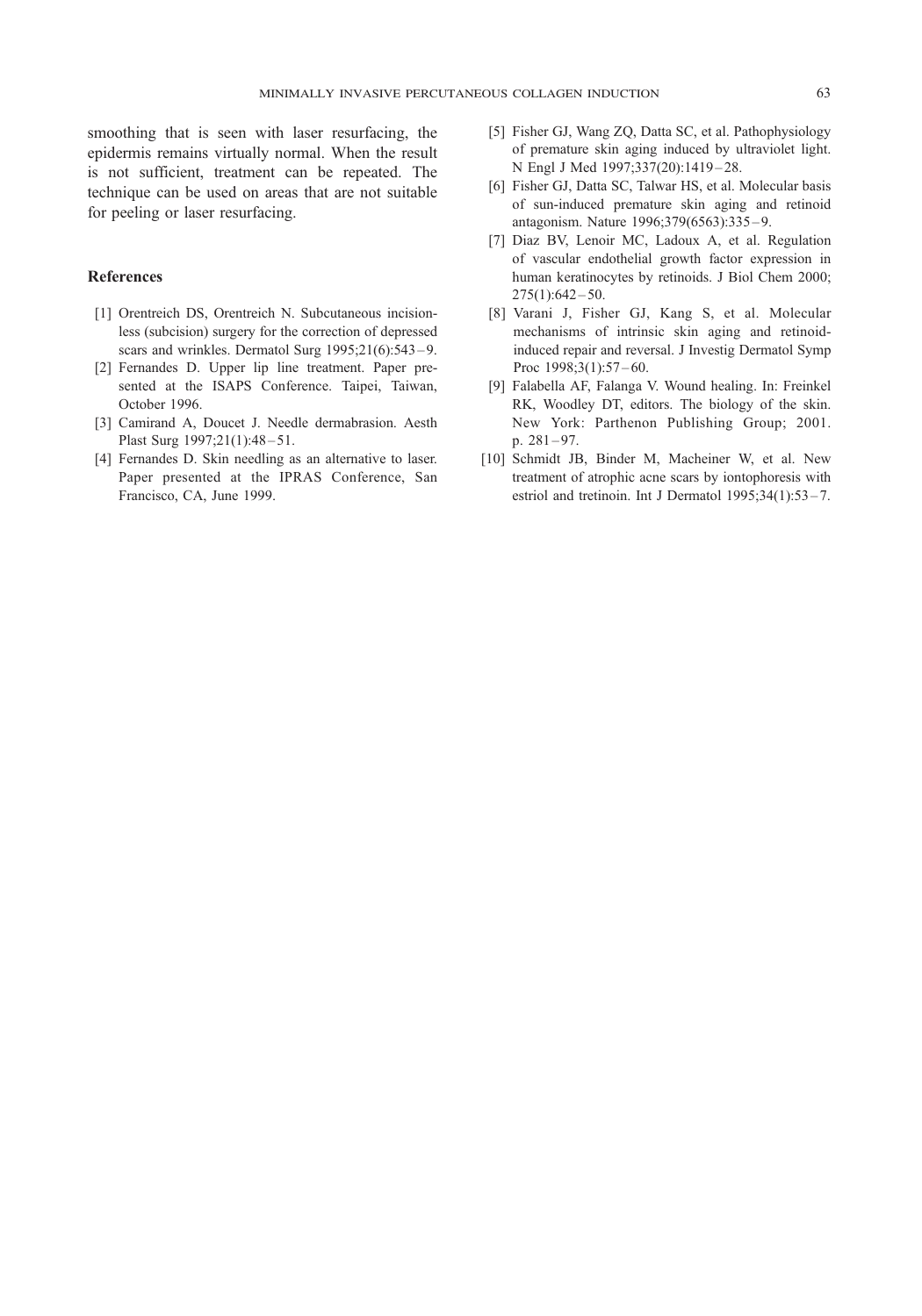smoothing that is seen with laser resurfacing, the epidermis remains virtually normal. When the result is not sufficient, treatment can be repeated. The technique can be used on areas that are not suitable for peeling or laser resurfacing.

## References

[1] Orentreich DS, Orentreich N. Subcutaneous incisionless (subcision) surgery for the correction of depressed scars and wrinkles. Dermatol Surg 1995;21(6):543–9.

[2] Fernandes D. Upper lip line treatment. Paper presented at the ISAPS Conference. Taipei, Taiwan, October 1996.

[3] Camirand A, Doucet J. Needle dermabrasion. Aesth Plast Surg 1997;21(1):48–51.

[4] Fernandes D. Skin needling as an alternative to laser. Paper presented at the IPRAS Conference, San Francisco, CA, June 1999.

[5] Fisher GJ, Wang ZQ, Datta SC, et al. Pathophysiology of premature skin aging induced by ultraviolet light. N Engl J Med 1997;337(20):1419–28.

[6] Fisher GJ, Datta SC, Talwar HS, et al. Molecular basis of sun-induced premature skin aging and retinoid antagonism. Nature 1996;379(6563):335–9.

[7] Diaz BV, Lenoir MC, Ladoux A, et al. Regulation of vascular endothelial growth factor expression in human keratinocytes by retinoids. J Biol Chem 2000; 275(1):642–50.

[8] Varani J, Fisher GJ, Kang S, et al. Molecular mechanisms of intrinsic skin aging and retinoid-induced repair and reversal. J Investig Dermatol Symp Proc 1998;3(1):57–60.

[9] Falabella AF, Falanga V. Wound healing. In: Freinkel RK, Woodley DT, editors. The biology of the skin. New York: Parthenon Publishing Group; 2001. p. 281–97.

[10] Schmidt JB, Binder M, Macheiner W, et al. New treatment of atrophic acne scars by iontophoresis with estriol and tretinoin. Int J Dermatol 1995;34(1):53–7.